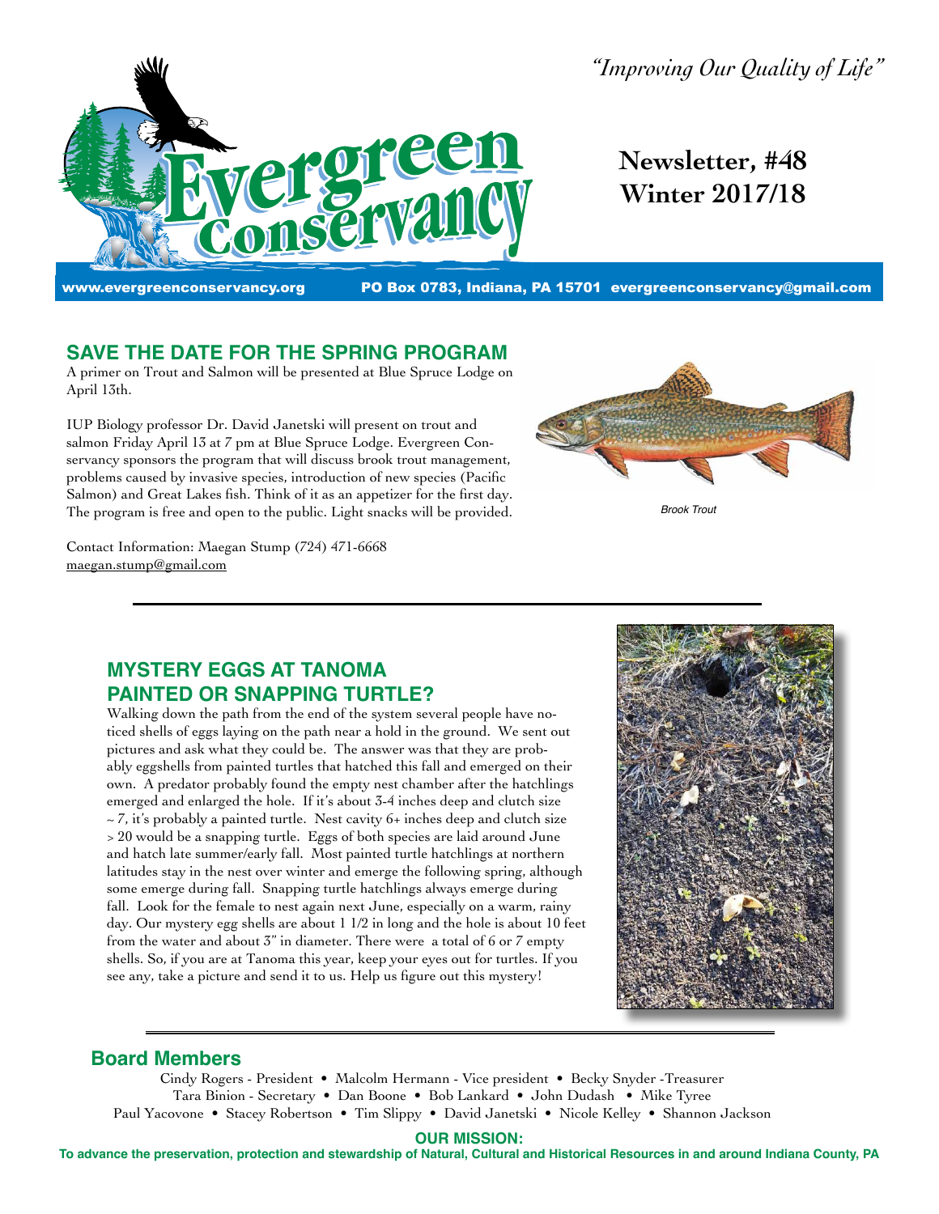*"Improving Our Quality of Life"*

# Evergreen Conservancy

**Newsletter, #48**
**Winter 2017/18**

www.evergreenconservancy.org PO Box 0783, Indiana, PA 15701 evergreenconservancy@gmail.com

## SAVE THE DATE FOR THE SPRING PROGRAM

A primer on Trout and Salmon will be presented at Blue Spruce Lodge on April 13th.

IUP Biology professor Dr. David Janetski will present on trout and salmon Friday April 13 at 7 pm at Blue Spruce Lodge. Evergreen Conservancy sponsors the program that will discuss brook trout management, problems caused by invasive species, introduction of new species (Pacific Salmon) and Great Lakes fish. Think of it as an appetizer for the first day. The program is free and open to the public. Light snacks will be provided.

Brook Trout

Contact Information: Maegan Stump (724) 471-6668
maegan.stump@gmail.com

---

## MYSTERY EGGS AT TANOMA
## PAINTED OR SNAPPING TURTLE?

Walking down the path from the end of the system several people have noticed shells of eggs laying on the path near a hold in the ground. We sent out pictures and ask what they could be. The answer was that they are probably eggshells from painted turtles that hatched this fall and emerged on their own. A predator probably found the empty nest chamber after the hatchlings emerged and enlarged the hole. If it's about 3-4 inches deep and clutch size ~ 7, it's probably a painted turtle. Nest cavity 6+ inches deep and clutch size > 20 would be a snapping turtle. Eggs of both species are laid around June and hatch late summer/early fall. Most painted turtle hatchlings at northern latitudes stay in the nest over winter and emerge the following spring, although some emerge during fall. Snapping turtle hatchlings always emerge during fall. Look for the female to nest again next June, especially on a warm, rainy day. Our mystery egg shells are about 1 1/2 in long and the hole is about 10 feet from the water and about 3" in diameter. There were a total of 6 or 7 empty shells. So, if you are at Tanoma this year, keep your eyes out for turtles. If you see any, take a picture and send it to us. Help us figure out this mystery!

---

## Board Members

Cindy Rogers - President • Malcolm Hermann - Vice president • Becky Snyder -Treasurer
Tara Binion - Secretary • Dan Boone • Bob Lankard • John Dudash • Mike Tyree
Paul Yacovone • Stacey Robertson • Tim Slippy • David Janetski • Nicole Kelley • Shannon Jackson

**OUR MISSION:**
**To advance the preservation, protection and stewardship of Natural, Cultural and Historical Resources in and around Indiana County, PA**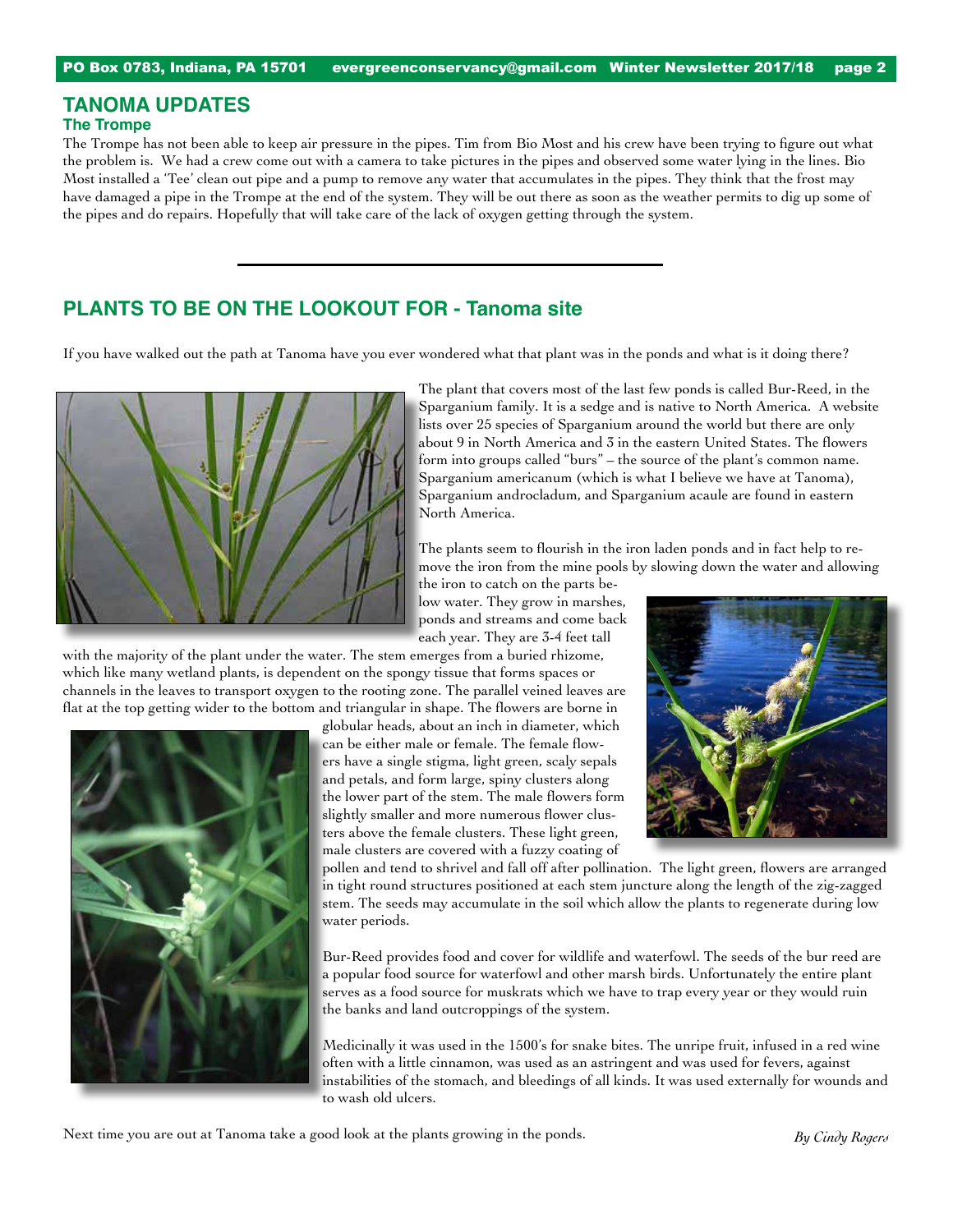## TANOMA UPDATES

### The Trompe

The Trompe has not been able to keep air pressure in the pipes. Tim from Bio Most and his crew have been trying to figure out what the problem is. We had a crew come out with a camera to take pictures in the pipes and observed some water lying in the lines. Bio Most installed a 'Tee' clean out pipe and a pump to remove any water that accumulates in the pipes. They think that the frost may have damaged a pipe in the Trompe at the end of the system. They will be out there as soon as the weather permits to dig up some of the pipes and do repairs. Hopefully that will take care of the lack of oxygen getting through the system.

---

## PLANTS TO BE ON THE LOOKOUT FOR - Tanoma site

If you have walked out the path at Tanoma have you ever wondered what that plant was in the ponds and what is it doing there?

The plant that covers most of the last few ponds is called Bur-Reed, in the Sparganium family. It is a sedge and is native to North America. A website lists over 25 species of Sparganium around the world but there are only about 9 in North America and 3 in the eastern United States. The flowers form into groups called "burs" – the source of the plant's common name. Sparganium americanum (which is what I believe we have at Tanoma), Sparganium androcladum, and Sparganium acaule are found in eastern North America.

The plants seem to flourish in the iron laden ponds and in fact help to remove the iron from the mine pools by slowing down the water and allowing the iron to catch on the parts below water. They grow in marshes, ponds and streams and come back each year. They are 3-4 feet tall with the majority of the plant under the water. The stem emerges from a buried rhizome, which like many wetland plants, is dependent on the spongy tissue that forms spaces or channels in the leaves to transport oxygen to the rooting zone. The parallel veined leaves are flat at the top getting wider to the bottom and triangular in shape. The flowers are borne in globular heads, about an inch in diameter, which can be either male or female. The female flowers have a single stigma, light green, scaly sepals and petals, and form large, spiny clusters along the lower part of the stem. The male flowers form slightly smaller and more numerous flower clusters above the female clusters. These light green, male clusters are covered with a fuzzy coating of pollen and tend to shrivel and fall off after pollination. The light green, flowers are arranged in tight round structures positioned at each stem juncture along the length of the zig-zagged stem. The seeds may accumulate in the soil which allow the plants to regenerate during low water periods.

Bur-Reed provides food and cover for wildlife and waterfowl. The seeds of the bur reed are a popular food source for waterfowl and other marsh birds. Unfortunately the entire plant serves as a food source for muskrats which we have to trap every year or they would ruin the banks and land outcroppings of the system.

Medicinally it was used in the 1500's for snake bites. The unripe fruit, infused in a red wine often with a little cinnamon, was used as an astringent and was used for fevers, against instabilities of the stomach, and bleedings of all kinds. It was used externally for wounds and to wash old ulcers.

Next time you are out at Tanoma take a good look at the plants growing in the ponds.

*By Cindy Rogers*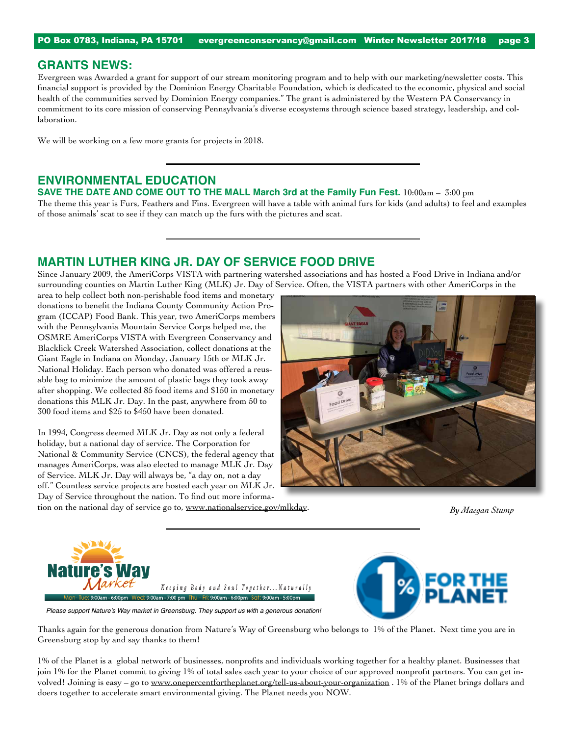## GRANTS NEWS:

Evergreen was Awarded a grant for support of our stream monitoring program and to help with our marketing/newsletter costs. This financial support is provided by the Dominion Energy Charitable Foundation, which is dedicated to the economic, physical and social health of the communities served by Dominion Energy companies." The grant is administered by the Western PA Conservancy in commitment to its core mission of conserving Pennsylvania's diverse ecosystems through science based strategy, leadership, and collaboration.

We will be working on a few more grants for projects in 2018.

## ENVIRONMENTAL EDUCATION

**SAVE THE DATE AND COME OUT TO THE MALL March 3rd at the Family Fun Fest.** 10:00am – 3:00 pm

The theme this year is Furs, Feathers and Fins. Evergreen will have a table with animal furs for kids (and adults) to feel and examples of those animals' scat to see if they can match up the furs with the pictures and scat.

## MARTIN LUTHER KING JR. DAY OF SERVICE FOOD DRIVE

Since January 2009, the AmeriCorps VISTA with partnering watershed associations and has hosted a Food Drive in Indiana and/or surrounding counties on Martin Luther King (MLK) Jr. Day of Service. Often, the VISTA partners with other AmeriCorps in the area to help collect both non-perishable food items and monetary donations to benefit the Indiana County Community Action Program (ICCAP) Food Bank. This year, two AmeriCorps members with the Pennsylvania Mountain Service Corps helped me, the OSMRE AmeriCorps VISTA with Evergreen Conservancy and Blacklick Creek Watershed Association, collect donations at the Giant Eagle in Indiana on Monday, January 15th or MLK Jr. National Holiday. Each person who donated was offered a reusable bag to minimize the amount of plastic bags they took away after shopping. We collected 85 food items and $150 in monetary donations this MLK Jr. Day. In the past, anywhere from 50 to 300 food items and $25 to $450 have been donated.

In 1994, Congress deemed MLK Jr. Day as not only a federal holiday, but a national day of service. The Corporation for National & Community Service (CNCS), the federal agency that manages AmeriCorps, was also elected to manage MLK Jr. Day of Service. MLK Jr. Day will always be, "a day on, not a day off." Countless service projects are hosted each year on MLK Jr. Day of Service throughout the nation. To find out more information on the national day of service go to, www.nationalservice.gov/mlkday.

*By Maegan Stump*

**Nature's Way Market** — *Keeping Body and Soul Together...Naturally*

Mon- Tue: 9:00am - 6:00pm Wed: 9:00am - 7:00 pm Thu - Fri: 9:00am - 6:00pm Sat: 9:00am - 5:00pm

*Please support Nature's Way market in Greensburg. They support us with a generous donation!*

**1% FOR THE PLANET**

Thanks again for the generous donation from Nature's Way of Greensburg who belongs to 1% of the Planet. Next time you are in Greensburg stop by and say thanks to them!

1% of the Planet is a global network of businesses, nonprofits and individuals working together for a healthy planet. Businesses that join 1% for the Planet commit to giving 1% of total sales each year to your choice of our approved nonprofit partners. You can get involved! Joining is easy – go to www.onepercentfortheplanet.org/tell-us-about-your-organization . 1% of the Planet brings dollars and doers together to accelerate smart environmental giving. The Planet needs you NOW.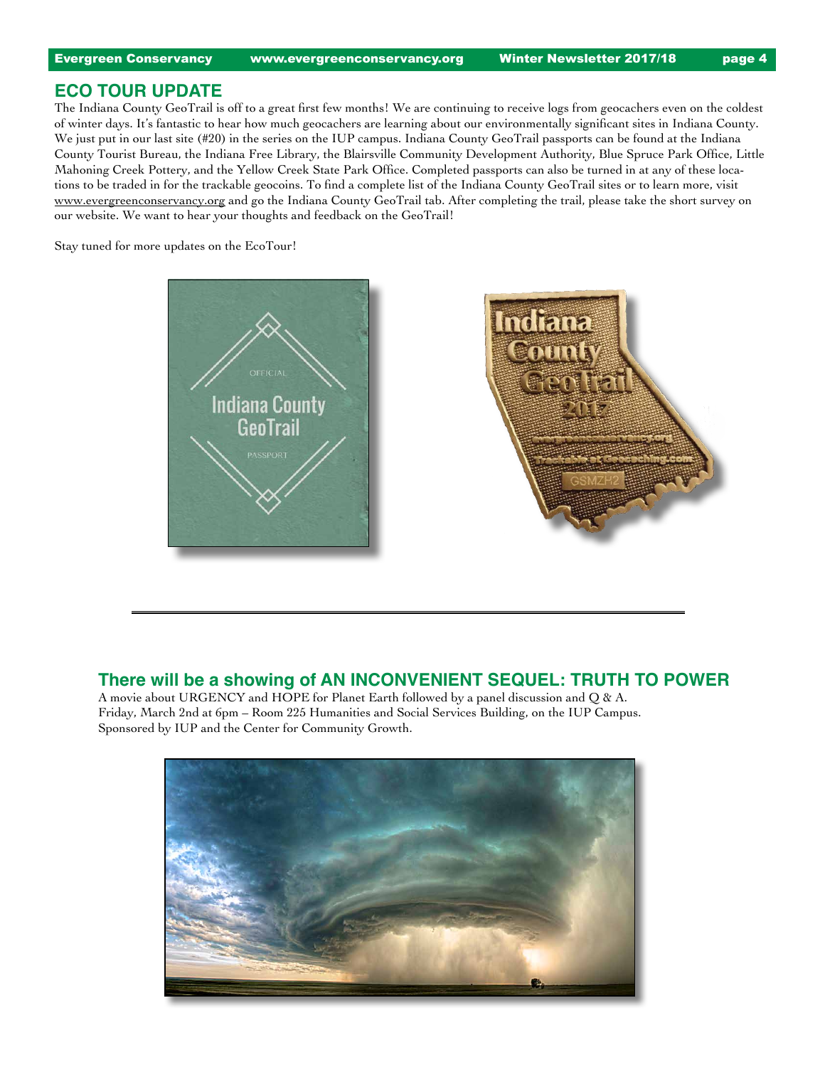## ECO TOUR UPDATE

The Indiana County GeoTrail is off to a great first few months! We are continuing to receive logs from geocachers even on the coldest of winter days. It's fantastic to hear how much geocachers are learning about our environmentally significant sites in Indiana County. We just put in our last site (#20) in the series on the IUP campus. Indiana County GeoTrail passports can be found at the Indiana County Tourist Bureau, the Indiana Free Library, the Blairsville Community Development Authority, Blue Spruce Park Office, Little Mahoning Creek Pottery, and the Yellow Creek State Park Office. Completed passports can also be turned in at any of these locations to be traded in for the trackable geocoins. To find a complete list of the Indiana County GeoTrail sites or to learn more, visit www.evergreenconservancy.org and go the Indiana County GeoTrail tab. After completing the trail, please take the short survey on our website. We want to hear your thoughts and feedback on the GeoTrail!

Stay tuned for more updates on the EcoTour!

---

## There will be a showing of AN INCONVENIENT SEQUEL: TRUTH TO POWER

A movie about URGENCY and HOPE for Planet Earth followed by a panel discussion and Q & A.
Friday, March 2nd at 6pm – Room 225 Humanities and Social Services Building, on the IUP Campus.
Sponsored by IUP and the Center for Community Growth.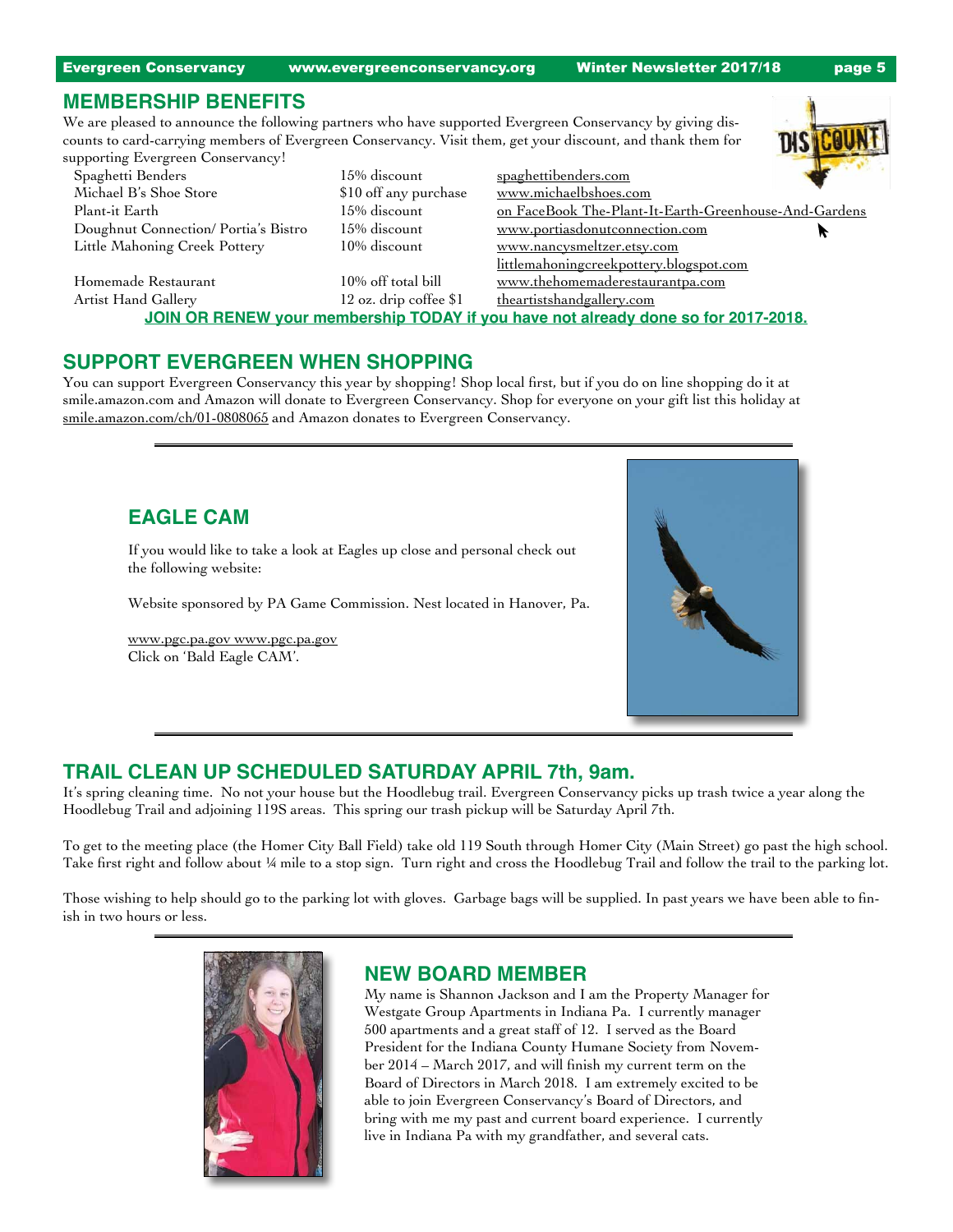## MEMBERSHIP BENEFITS

We are pleased to announce the following partners who have supported Evergreen Conservancy by giving discounts to card-carrying members of Evergreen Conservancy. Visit them, get your discount, and thank them for supporting Evergreen Conservancy!

| | | |
|---|---|---|
| Spaghetti Benders | 15% discount | spaghettibenders.com |
| Michael B's Shoe Store | $10 off any purchase | www.michaelbshoes.com |
| Plant-it Earth | 15% discount | on FaceBook The-Plant-It-Earth-Greenhouse-And-Gardens |
| Doughnut Connection/ Portia's Bistro | 15% discount | www.portiasdonutconnection.com |
| Little Mahoning Creek Pottery | 10% discount | www.nancysmeltzer.etsy.com littlemahoningcreekpottery.blogspot.com |
| Homemade Restaurant | 10% off total bill | www.thehomemaderestaurantpa.com |
| Artist Hand Gallery | 12 oz. drip coffee $1 | theartistshandgallery.com |

**JOIN OR RENEW your membership TODAY if you have not already done so for 2017-2018.**

## SUPPORT EVERGREEN WHEN SHOPPING

You can support Evergreen Conservancy this year by shopping! Shop local first, but if you do on line shopping do it at smile.amazon.com and Amazon will donate to Evergreen Conservancy. Shop for everyone on your gift list this holiday at smile.amazon.com/ch/01-0808065 and Amazon donates to Evergreen Conservancy.

## EAGLE CAM

If you would like to take a look at Eagles up close and personal check out the following website:

Website sponsored by PA Game Commission. Nest located in Hanover, Pa.

www.pgc.pa.gov www.pgc.pa.gov
Click on 'Bald Eagle CAM'.

## TRAIL CLEAN UP SCHEDULED SATURDAY APRIL 7th, 9am.

It's spring cleaning time. No not your house but the Hoodlebug trail. Evergreen Conservancy picks up trash twice a year along the Hoodlebug Trail and adjoining 119S areas. This spring our trash pickup will be Saturday April 7th.

To get to the meeting place (the Homer City Ball Field) take old 119 South through Homer City (Main Street) go past the high school. Take first right and follow about ¼ mile to a stop sign. Turn right and cross the Hoodlebug Trail and follow the trail to the parking lot.

Those wishing to help should go to the parking lot with gloves. Garbage bags will be supplied. In past years we have been able to finish in two hours or less.

## NEW BOARD MEMBER

My name is Shannon Jackson and I am the Property Manager for Westgate Group Apartments in Indiana Pa. I currently manager 500 apartments and a great staff of 12. I served as the Board President for the Indiana County Humane Society from November 2014 – March 2017, and will finish my current term on the Board of Directors in March 2018. I am extremely excited to be able to join Evergreen Conservancy's Board of Directors, and bring with me my past and current board experience. I currently live in Indiana Pa with my grandfather, and several cats.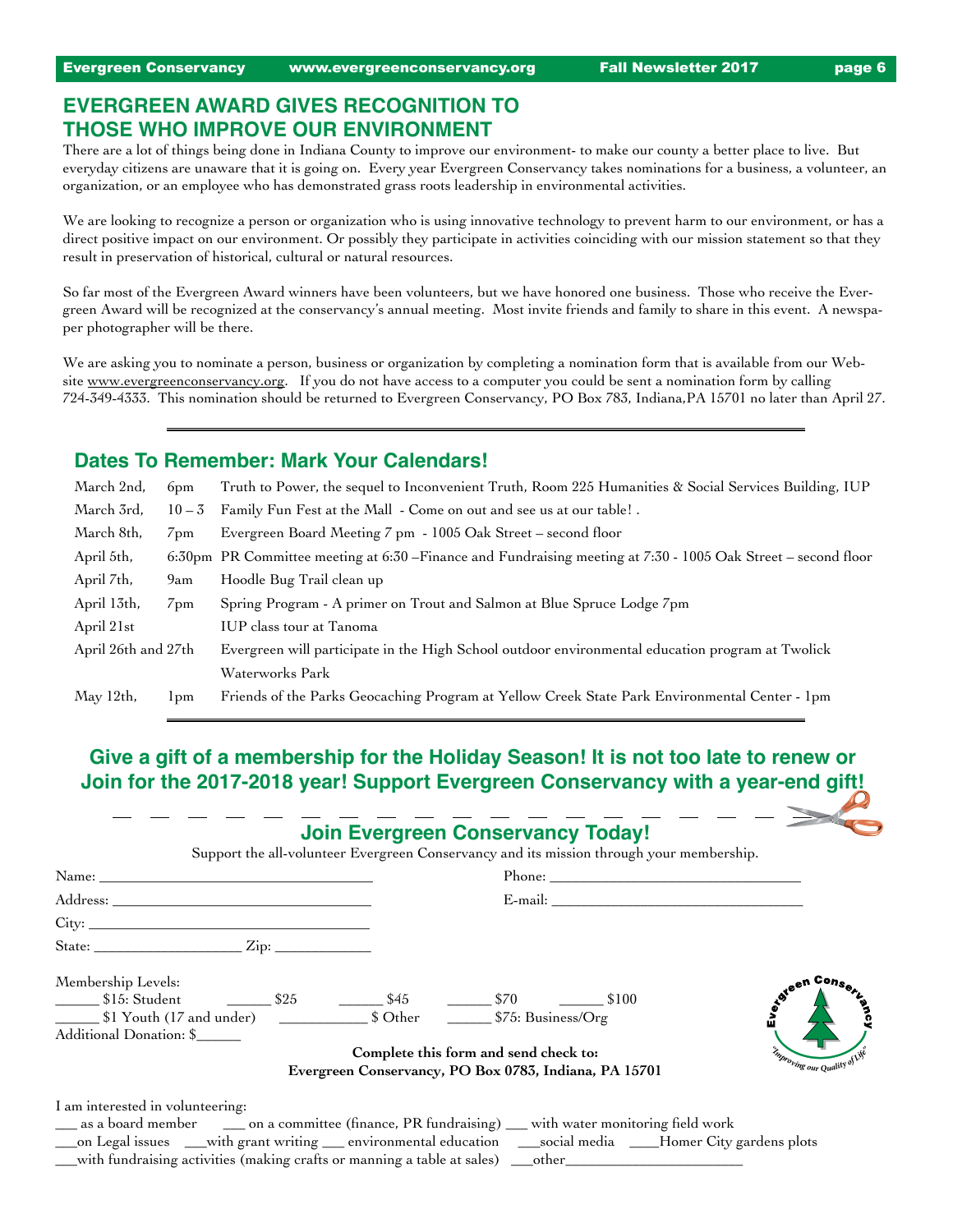## EVERGREEN AWARD GIVES RECOGNITION TO THOSE WHO IMPROVE OUR ENVIRONMENT

There are a lot of things being done in Indiana County to improve our environment- to make our county a better place to live. But everyday citizens are unaware that it is going on. Every year Evergreen Conservancy takes nominations for a business, a volunteer, an organization, or an employee who has demonstrated grass roots leadership in environmental activities.

We are looking to recognize a person or organization who is using innovative technology to prevent harm to our environment, or has a direct positive impact on our environment. Or possibly they participate in activities coinciding with our mission statement so that they result in preservation of historical, cultural or natural resources.

So far most of the Evergreen Award winners have been volunteers, but we have honored one business. Those who receive the Evergreen Award will be recognized at the conservancy's annual meeting. Most invite friends and family to share in this event. A newspaper photographer will be there.

We are asking you to nominate a person, business or organization by completing a nomination form that is available from our Website www.evergreenconservancy.org. If you do not have access to a computer you could be sent a nomination form by calling 724-349-4333. This nomination should be returned to Evergreen Conservancy, PO Box 783, Indiana,PA 15701 no later than April 27.

## Dates To Remember: Mark Your Calendars!

| | | |
|---|---|---|
| March 2nd, | 6pm | Truth to Power, the sequel to Inconvenient Truth, Room 225 Humanities & Social Services Building, IUP |
| March 3rd, | 10 – 3 | Family Fun Fest at the Mall - Come on out and see us at our table! . |
| March 8th, | 7pm | Evergreen Board Meeting 7 pm - 1005 Oak Street – second floor |
| April 5th, | 6:30pm | PR Committee meeting at 6:30 –Finance and Fundraising meeting at 7:30 - 1005 Oak Street – second floor |
| April 7th, | 9am | Hoodle Bug Trail clean up |
| April 13th, | 7pm | Spring Program - A primer on Trout and Salmon at Blue Spruce Lodge 7pm |
| April 21st | | IUP class tour at Tanoma |
| April 26th and 27th | | Evergreen will participate in the High School outdoor environmental education program at Twolick Waterworks Park |
| May 12th, | 1pm | Friends of the Parks Geocaching Program at Yellow Creek State Park Environmental Center - 1pm |

## Give a gift of a membership for the Holiday Season! It is not too late to renew or Join for the 2017-2018 year! Support Evergreen Conservancy with a year-end gift!

### Join Evergreen Conservancy Today!

Support the all-volunteer Evergreen Conservancy and its mission through your membership.

Name: ____________________ Phone: ____________________

Address: ____________________ E-mail: ____________________

City: ____________________

State: ____________ Zip: ________

Membership Levels:

_____ $15: Student _____ $25 _____ $45 _____ $70 _____ $100

_____ $1 Youth (17 and under) __________ $ Other _____ $75: Business/Org

Additional Donation: $_____

**Complete this form and send check to:**
**Evergreen Conservancy, PO Box 0783, Indiana, PA 15701**

Evergreen Conservancy "Improving our Quality of Life"

I am interested in volunteering:

___ as a board member ___ on a committee (finance, PR fundraising) ___ with water monitoring field work

___on Legal issues ___with grant writing ___ environmental education ___social media ____Homer City gardens plots

___with fundraising activities (making crafts or manning a table at sales) ___other____________________